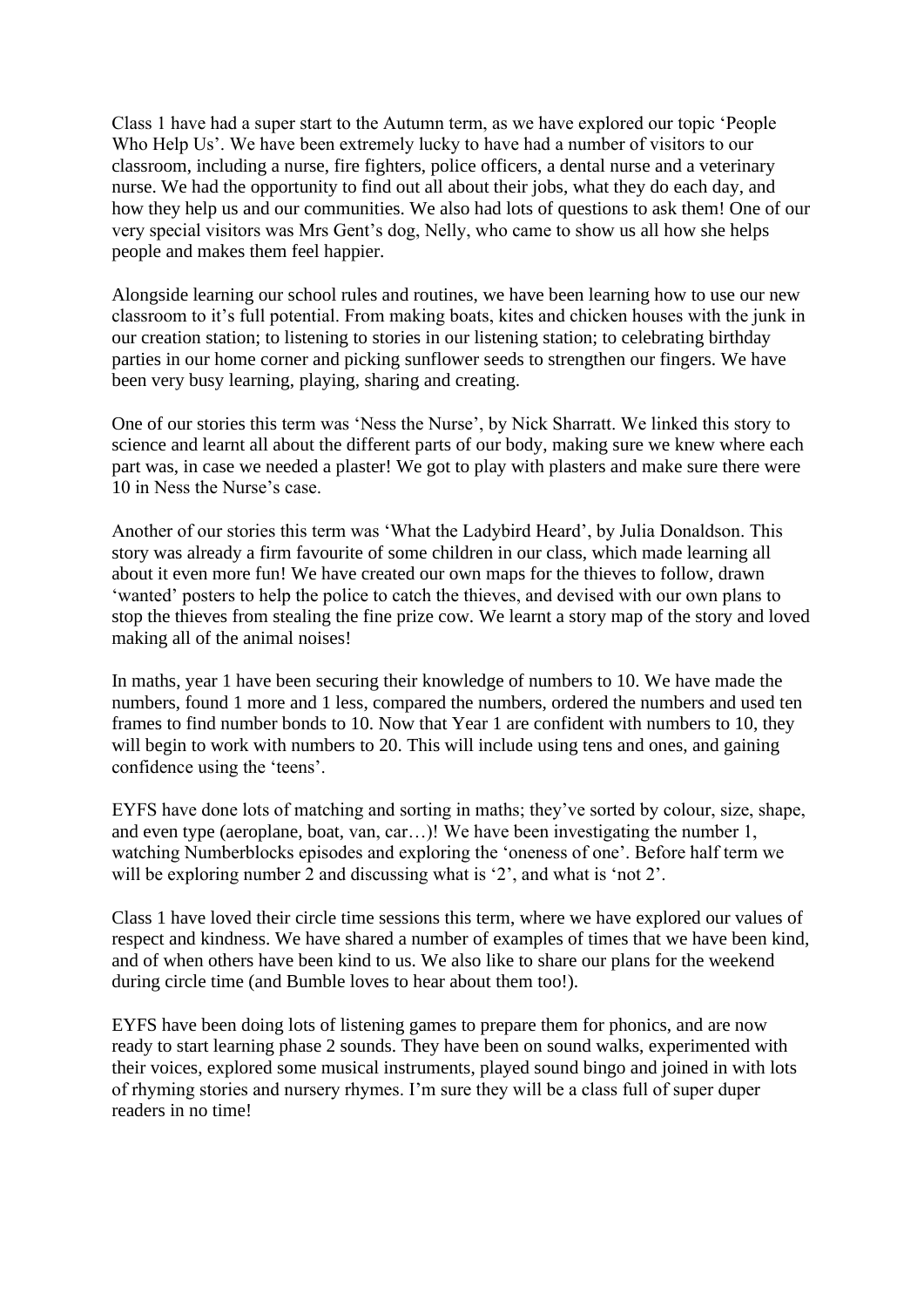Class 1 have had a super start to the Autumn term, as we have explored our topic 'People Who Help Us'. We have been extremely lucky to have had a number of visitors to our classroom, including a nurse, fire fighters, police officers, a dental nurse and a veterinary nurse. We had the opportunity to find out all about their jobs, what they do each day, and how they help us and our communities. We also had lots of questions to ask them! One of our very special visitors was Mrs Gent's dog, Nelly, who came to show us all how she helps people and makes them feel happier.

Alongside learning our school rules and routines, we have been learning how to use our new classroom to it's full potential. From making boats, kites and chicken houses with the junk in our creation station; to listening to stories in our listening station; to celebrating birthday parties in our home corner and picking sunflower seeds to strengthen our fingers. We have been very busy learning, playing, sharing and creating.

One of our stories this term was 'Ness the Nurse', by Nick Sharratt. We linked this story to science and learnt all about the different parts of our body, making sure we knew where each part was, in case we needed a plaster! We got to play with plasters and make sure there were 10 in Ness the Nurse's case.

Another of our stories this term was 'What the Ladybird Heard', by Julia Donaldson. This story was already a firm favourite of some children in our class, which made learning all about it even more fun! We have created our own maps for the thieves to follow, drawn 'wanted' posters to help the police to catch the thieves, and devised with our own plans to stop the thieves from stealing the fine prize cow. We learnt a story map of the story and loved making all of the animal noises!

In maths, year 1 have been securing their knowledge of numbers to 10. We have made the numbers, found 1 more and 1 less, compared the numbers, ordered the numbers and used ten frames to find number bonds to 10. Now that Year 1 are confident with numbers to 10, they will begin to work with numbers to 20. This will include using tens and ones, and gaining confidence using the 'teens'.

EYFS have done lots of matching and sorting in maths; they've sorted by colour, size, shape, and even type (aeroplane, boat, van, car…)! We have been investigating the number 1, watching Numberblocks episodes and exploring the 'oneness of one'. Before half term we will be exploring number 2 and discussing what is '2', and what is 'not 2'.

Class 1 have loved their circle time sessions this term, where we have explored our values of respect and kindness. We have shared a number of examples of times that we have been kind, and of when others have been kind to us. We also like to share our plans for the weekend during circle time (and Bumble loves to hear about them too!).

EYFS have been doing lots of listening games to prepare them for phonics, and are now ready to start learning phase 2 sounds. They have been on sound walks, experimented with their voices, explored some musical instruments, played sound bingo and joined in with lots of rhyming stories and nursery rhymes. I'm sure they will be a class full of super duper readers in no time!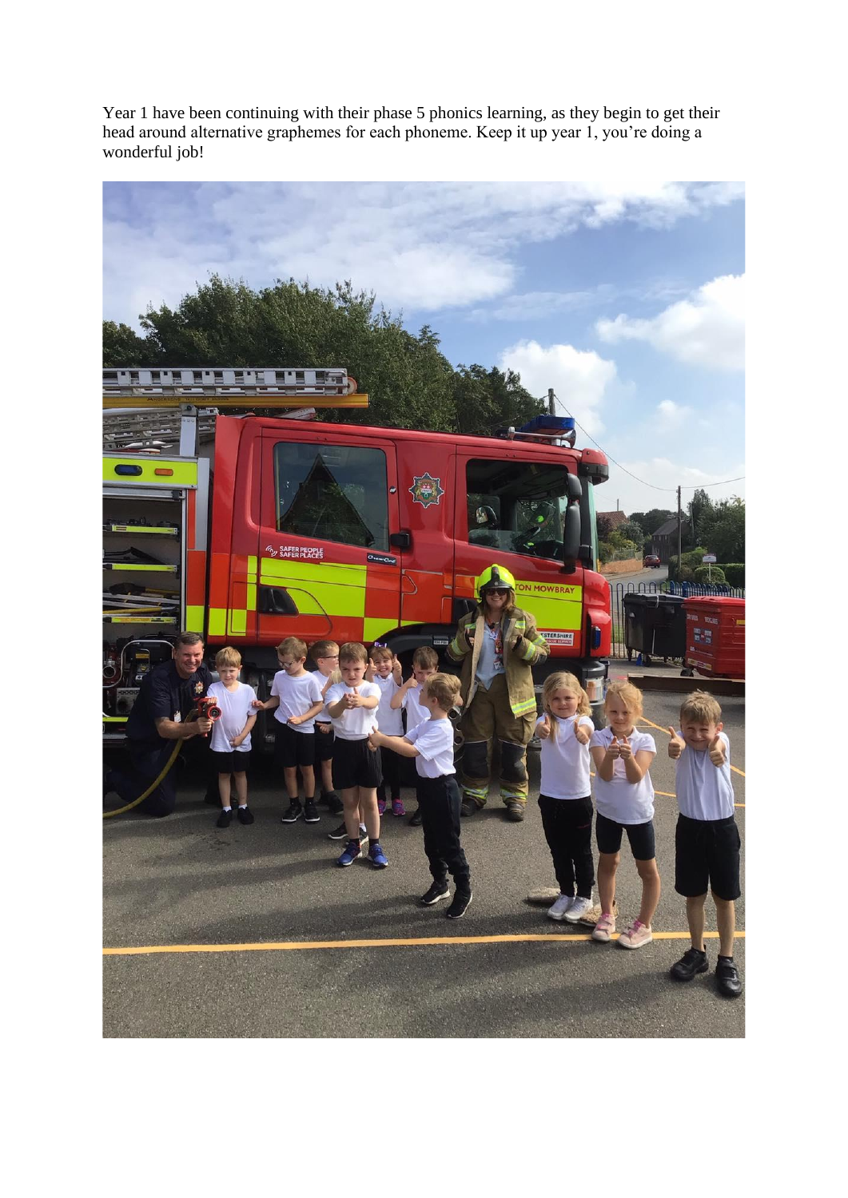Year 1 have been continuing with their phase 5 phonics learning, as they begin to get their head around alternative graphemes for each phoneme. Keep it up year 1, you're doing a wonderful job!